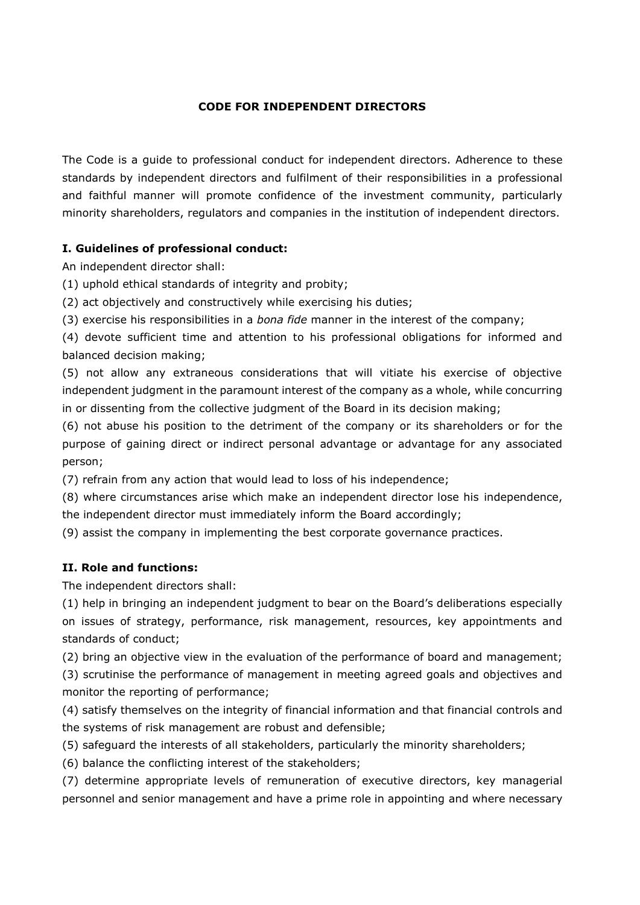# CODE FOR INDEPENDENT DIRECTORS

The Code is a guide to professional conduct for independent directors. Adherence to these standards by independent directors and fulfilment of their responsibilities in a professional and faithful manner will promote confidence of the investment community, particularly minority shareholders, regulators and companies in the institution of independent directors.

## I. Guidelines of professional conduct:

An independent director shall:

(1) uphold ethical standards of integrity and probity;

(2) act objectively and constructively while exercising his duties;

(3) exercise his responsibilities in a *bona fide* manner in the interest of the company;

(4) devote sufficient time and attention to his professional obligations for informed and balanced decision making;

(5) not allow any extraneous considerations that will vitiate his exercise of objective independent judgment in the paramount interest of the company as a whole, while concurring in or dissenting from the collective judgment of the Board in its decision making;

(6) not abuse his position to the detriment of the company or its shareholders or for the purpose of gaining direct or indirect personal advantage or advantage for any associated person;

(7) refrain from any action that would lead to loss of his independence;

(8) where circumstances arise which make an independent director lose his independence, the independent director must immediately inform the Board accordingly;

(9) assist the company in implementing the best corporate governance practices.

## II. Role and functions:

The independent directors shall:

(1) help in bringing an independent judgment to bear on the Board's deliberations especially on issues of strategy, performance, risk management, resources, key appointments and standards of conduct;

(2) bring an objective view in the evaluation of the performance of board and management;

(3) scrutinise the performance of management in meeting agreed goals and objectives and monitor the reporting of performance;

(4) satisfy themselves on the integrity of financial information and that financial controls and the systems of risk management are robust and defensible;

(5) safeguard the interests of all stakeholders, particularly the minority shareholders;

(6) balance the conflicting interest of the stakeholders;

(7) determine appropriate levels of remuneration of executive directors, key managerial personnel and senior management and have a prime role in appointing and where necessary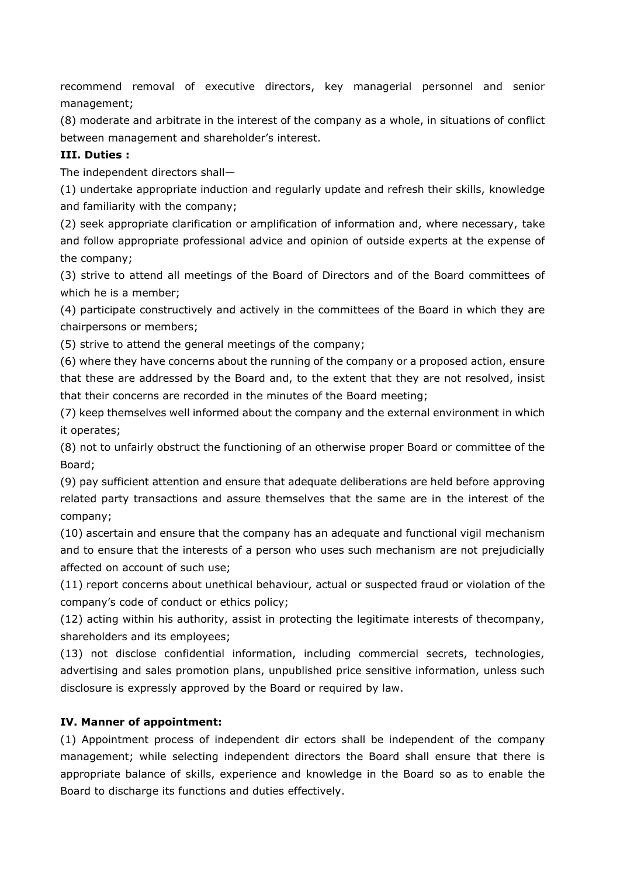recommend removal of executive directors, key managerial personnel and senior management;

(8) moderate and arbitrate in the interest of the company as a whole, in situations of conflict between management and shareholder's interest.

**III. Duties :**

The independent directors shall—

(1) undertake appropriate induction and regularly update and refresh their skills, knowledge and familiarity with the company;

(2) seek appropriate clarification or amplification of information and, where necessary, take and follow appropriate professional advice and opinion of outside experts at the expense of the company;

(3) strive to attend all meetings of the Board of Directors and of the Board committees of which he is a member;

(4) participate constructively and actively in the committees of the Board in which they are chairpersons or members;

(5) strive to attend the general meetings of the company;

(6) where they have concerns about the running of the company or a proposed action, ensure that these are addressed by the Board and, to the extent that they are not resolved, insist that their concerns are recorded in the minutes of the Board meeting;

(7) keep themselves well informed about the company and the external environment in which it operates;

(8) not to unfairly obstruct the functioning of an otherwise proper Board or committee of the Board;

(9) pay sufficient attention and ensure that adequate deliberations are held before approving related party transactions and assure themselves that the same are in the interest of the company;

(10) ascertain and ensure that the company has an adequate and functional vigil mechanism and to ensure that the interests of a person who uses such mechanism are not prejudicially affected on account of such use;

(11) report concerns about unethical behaviour, actual or suspected fraud or violation of the company's code of conduct or ethics policy;

(12) acting within his authority, assist in protecting the legitimate interests of thecompany, shareholders and its employees;

(13) not disclose confidential information, including commercial secrets, technologies, advertising and sales promotion plans, unpublished price sensitive information, unless such disclosure is expressly approved by the Board or required by law.

**IV. Manner of appointment:**

(1) Appointment process of independent dir ectors shall be independent of the company management; while selecting independent directors the Board shall ensure that there is appropriate balance of skills, experience and knowledge in the Board so as to enable the Board to discharge its functions and duties effectively.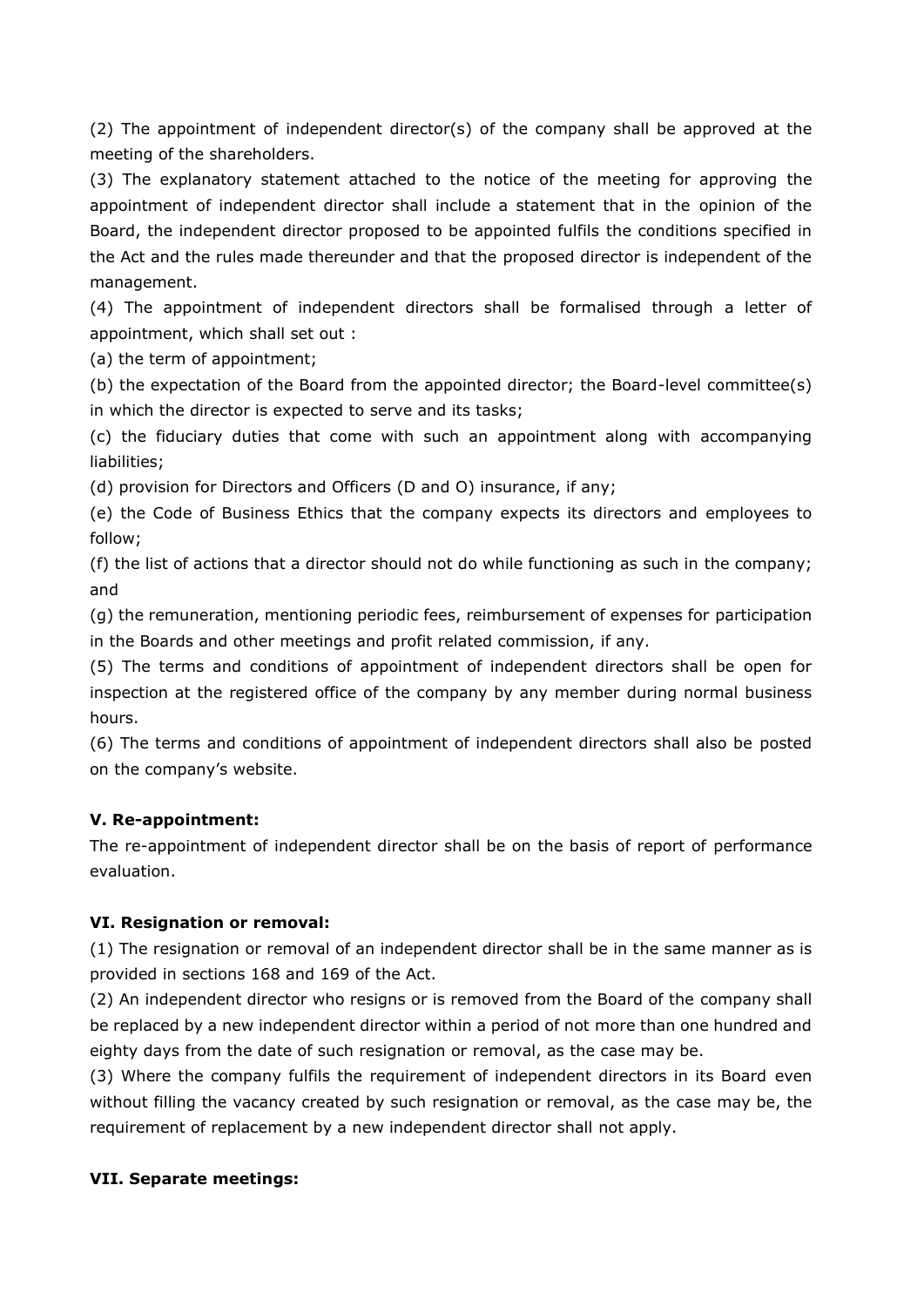(2) The appointment of independent director(s) of the company shall be approved at the meeting of the shareholders.

(3) The explanatory statement attached to the notice of the meeting for approving the appointment of independent director shall include a statement that in the opinion of the Board, the independent director proposed to be appointed fulfils the conditions specified in the Act and the rules made thereunder and that the proposed director is independent of the management.

(4) The appointment of independent directors shall be formalised through a letter of appointment, which shall set out :

(a) the term of appointment;

(b) the expectation of the Board from the appointed director; the Board-level committee(s) in which the director is expected to serve and its tasks;

(c) the fiduciary duties that come with such an appointment along with accompanying liabilities;

(d) provision for Directors and Officers (D and O) insurance, if any;

(e) the Code of Business Ethics that the company expects its directors and employees to follow;

(f) the list of actions that a director should not do while functioning as such in the company; and

(g) the remuneration, mentioning periodic fees, reimbursement of expenses for participation in the Boards and other meetings and profit related commission, if any.

(5) The terms and conditions of appointment of independent directors shall be open for inspection at the registered office of the company by any member during normal business hours.

(6) The terms and conditions of appointment of independent directors shall also be posted on the company's website.

**V. Re-appointment:**

The re-appointment of independent director shall be on the basis of report of performance evaluation.

**VI. Resignation or removal:**

(1) The resignation or removal of an independent director shall be in the same manner as is provided in sections 168 and 169 of the Act.

(2) An independent director who resigns or is removed from the Board of the company shall be replaced by a new independent director within a period of not more than one hundred and eighty days from the date of such resignation or removal, as the case may be.

(3) Where the company fulfils the requirement of independent directors in its Board even without filling the vacancy created by such resignation or removal, as the case may be, the requirement of replacement by a new independent director shall not apply.

**VII. Separate meetings:**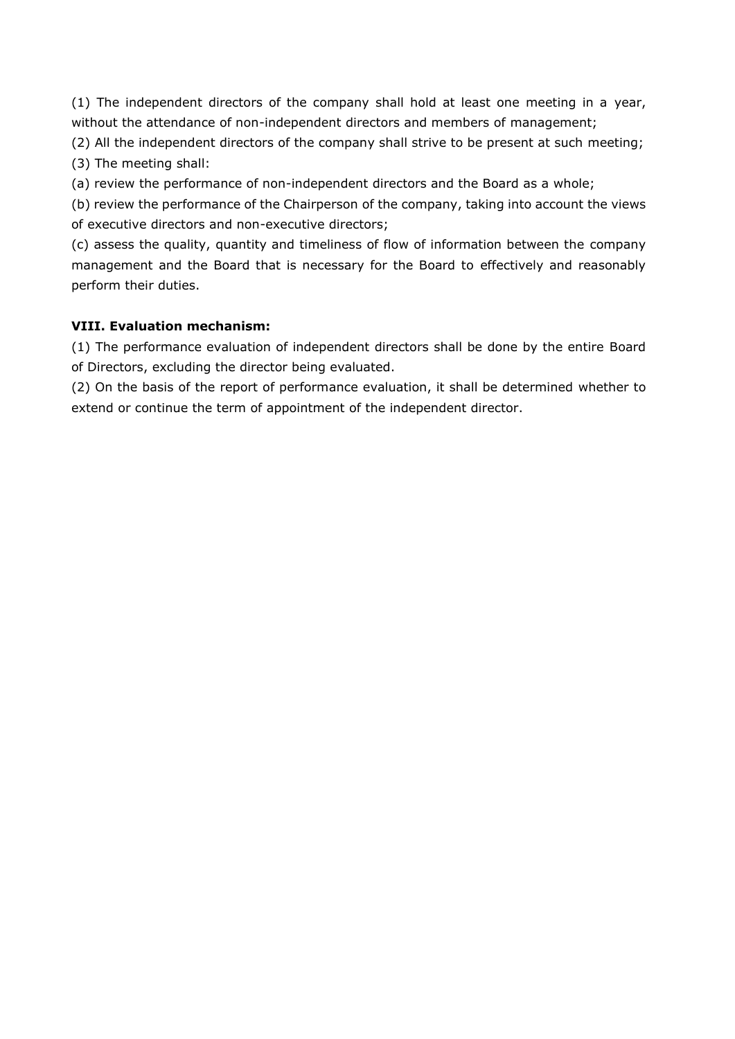(1) The independent directors of the company shall hold at least one meeting in a year, without the attendance of non-independent directors and members of management;

(2) All the independent directors of the company shall strive to be present at such meeting;

(3) The meeting shall:

(a) review the performance of non-independent directors and the Board as a whole;

(b) review the performance of the Chairperson of the company, taking into account the views of executive directors and non-executive directors;

(c) assess the quality, quantity and timeliness of flow of information between the company management and the Board that is necessary for the Board to effectively and reasonably perform their duties.

**VIII. Evaluation mechanism:**

(1) The performance evaluation of independent directors shall be done by the entire Board of Directors, excluding the director being evaluated.

(2) On the basis of the report of performance evaluation, it shall be determined whether to extend or continue the term of appointment of the independent director.